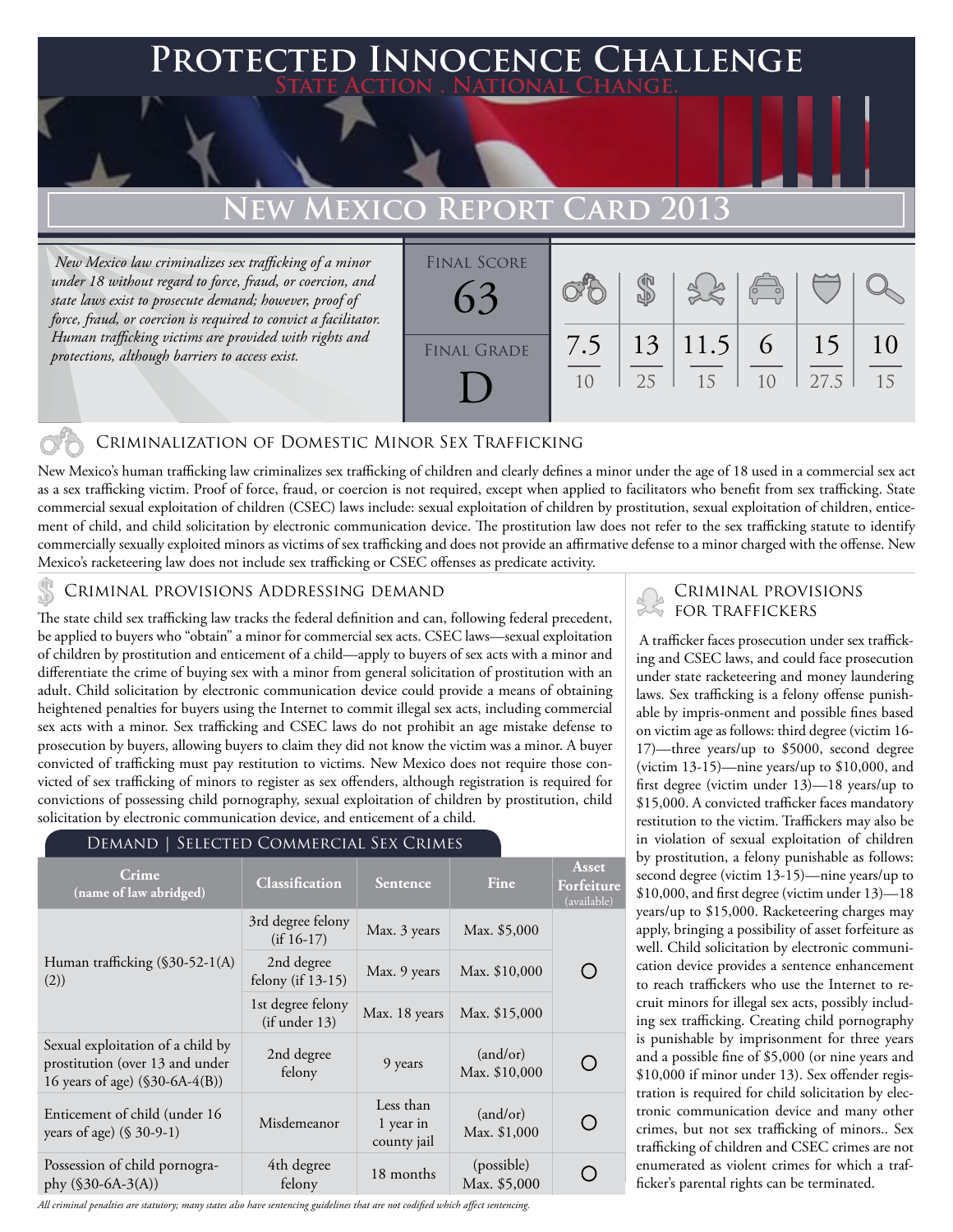# Protected Innocence Challenge

**State Action . National Change.**

# New Mexico Report Card 2013

*New Mexico law criminalizes sex trafficking of a minor under 18 without regard to force, fraud, or coercion, and state laws exist to prosecute demand; however, proof of force, fraud, or coercion is required to convict a facilitator. Human trafficking victims are provided with rights and protections, although barriers to access exist.*

| Final Score | Final Grade |
|---|---|
| 63 | D |

| Criminalization of Domestic Minor Sex Trafficking | Criminal Provisions Addressing Demand | Criminal Provisions for Traffickers | Criminal Provisions for Facilitators | Protective Provisions for the Child Victims | Criminal Justice Tools for Investigation and Prosecution |
|---|---|---|---|---|---|
| 7.5/10 | 13/25 | 11.5/15 | 6/10 | 15/27.5 | 10/15 |

## Criminalization of Domestic Minor Sex Trafficking

New Mexico's human trafficking law criminalizes sex trafficking of children and clearly defines a minor under the age of 18 used in a commercial sex act as a sex trafficking victim. Proof of force, fraud, or coercion is not required, except when applied to facilitators who benefit from sex trafficking. State commercial sexual exploitation of children (CSEC) laws include: sexual exploitation of children by prostitution, sexual exploitation of children, enticement of child, and child solicitation by electronic communication device. The prostitution law does not refer to the sex trafficking statute to identify commercially sexually exploited minors as victims of sex trafficking and does not provide an affirmative defense to a minor charged with the offense. New Mexico's racketeering law does not include sex trafficking or CSEC offenses as predicate activity.

## Criminal provisions Addressing demand

The state child sex trafficking law tracks the federal definition and can, following federal precedent, be applied to buyers who "obtain" a minor for commercial sex acts. CSEC laws—sexual exploitation of children by prostitution and enticement of a child—apply to buyers of sex acts with a minor and differentiate the crime of buying sex with a minor from general solicitation of prostitution with an adult. Child solicitation by electronic communication device could provide a means of obtaining heightened penalties for buyers using the Internet to commit illegal sex acts, including commercial sex acts with a minor. Sex trafficking and CSEC laws do not prohibit an age mistake defense to prosecution by buyers, allowing buyers to claim they did not know the victim was a minor. A buyer convicted of trafficking must pay restitution to victims. New Mexico does not require those convicted of sex trafficking of minors to register as sex offenders, although registration is required for convictions of possessing child pornography, sexual exploitation of children by prostitution, child solicitation by electronic communication device, and enticement of a child.

### Demand | Selected Commercial Sex Crimes

| Crime (name of law abridged) | Classification | Sentence | Fine | Asset Forfeiture (available) |
|---|---|---|---|---|
| Human trafficking (§30-52-1(A)(2)) | 3rd degree felony (if 16-17) | Max. 3 years | Max. $5,000 | ○ |
| | 2nd degree felony (if 13-15) | Max. 9 years | Max. $10,000 | |
| | 1st degree felony (if under 13) | Max. 18 years | Max. $15,000 | |
| Sexual exploitation of a child by prostitution (over 13 and under 16 years of age) (§30-6A-4(B)) | 2nd degree felony | 9 years | (and/or) Max. $10,000 | ○ |
| Enticement of child (under 16 years of age) (§ 30-9-1) | Misdemeanor | Less than 1 year in county jail | (and/or) Max. $1,000 | ○ |
| Possession of child pornography (§30-6A-3(A)) | 4th degree felony | 18 months | (possible) Max. $5,000 | ○ |

*All criminal penalties are statutory; many states also have sentencing guidelines that are not codified which affect sentencing.*

## Criminal provisions for traffickers

A trafficker faces prosecution under sex trafficking and CSEC laws, and could face prosecution under state racketeering and money laundering laws. Sex trafficking is a felony offense punishable by impris-onment and possible fines based on victim age as follows: third degree (victim 16-17)—three years/up to $5000, second degree (victim 13-15)—nine years/up to $10,000, and first degree (victim under 13)—18 years/up to $15,000. A convicted trafficker faces mandatory restitution to the victim. Traffickers may also be in violation of sexual exploitation of children by prostitution, a felony punishable as follows: second degree (victim 13-15)—nine years/up to $10,000, and first degree (victim under 13)—18 years/up to $15,000. Racketeering charges may apply, bringing a possibility of asset forfeiture as well. Child solicitation by electronic communication device provides a sentence enhancement to reach traffickers who use the Internet to recruit minors for illegal sex acts, possibly including sex trafficking. Creating child pornography is punishable by imprisonment for three years and a possible fine of $5,000 (or nine years and $10,000 if minor under 13). Sex offender registration is required for child solicitation by electronic communication device and many other crimes, but not sex trafficking of minors.. Sex trafficking of children and CSEC crimes are not enumerated as violent crimes for which a trafficker's parental rights can be terminated.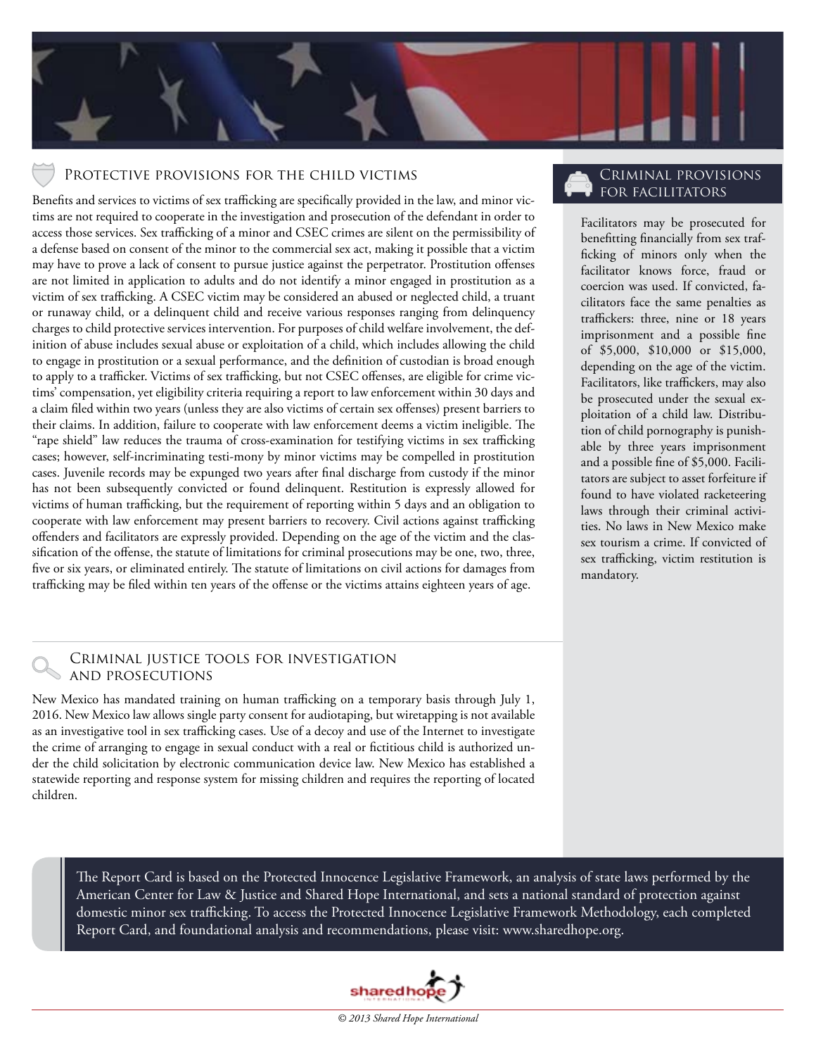## Protective provisions for the child victims

Benefits and services to victims of sex trafficking are specifically provided in the law, and minor victims are not required to cooperate in the investigation and prosecution of the defendant in order to access those services. Sex trafficking of a minor and CSEC crimes are silent on the permissibility of a defense based on consent of the minor to the commercial sex act, making it possible that a victim may have to prove a lack of consent to pursue justice against the perpetrator. Prostitution offenses are not limited in application to adults and do not identify a minor engaged in prostitution as a victim of sex trafficking. A CSEC victim may be considered an abused or neglected child, a truant or runaway child, or a delinquent child and receive various responses ranging from delinquency charges to child protective services intervention. For purposes of child welfare involvement, the definition of abuse includes sexual abuse or exploitation of a child, which includes allowing the child to engage in prostitution or a sexual performance, and the definition of custodian is broad enough to apply to a trafficker. Victims of sex trafficking, but not CSEC offenses, are eligible for crime victims' compensation, yet eligibility criteria requiring a report to law enforcement within 30 days and a claim filed within two years (unless they are also victims of certain sex offenses) present barriers to their claims. In addition, failure to cooperate with law enforcement deems a victim ineligible. The "rape shield" law reduces the trauma of cross-examination for testifying victims in sex trafficking cases; however, self-incriminating testi-mony by minor victims may be compelled in prostitution cases. Juvenile records may be expunged two years after final discharge from custody if the minor has not been subsequently convicted or found delinquent. Restitution is expressly allowed for victims of human trafficking, but the requirement of reporting within 5 days and an obligation to cooperate with law enforcement may present barriers to recovery. Civil actions against trafficking offenders and facilitators are expressly provided. Depending on the age of the victim and the classification of the offense, the statute of limitations for criminal prosecutions may be one, two, three, five or six years, or eliminated entirely. The statute of limitations on civil actions for damages from trafficking may be filed within ten years of the offense or the victims attains eighteen years of age.

## Criminal justice tools for investigation and prosecutions

New Mexico has mandated training on human trafficking on a temporary basis through July 1, 2016. New Mexico law allows single party consent for audiotaping, but wiretapping is not available as an investigative tool in sex trafficking cases. Use of a decoy and use of the Internet to investigate the crime of arranging to engage in sexual conduct with a real or fictitious child is authorized under the child solicitation by electronic communication device law. New Mexico has established a statewide reporting and response system for missing children and requires the reporting of located children.

## Criminal provisions for facilitators

Facilitators may be prosecuted for benefitting financially from sex trafficking of minors only when the facilitator knows force, fraud or coercion was used. If convicted, facilitators face the same penalties as traffickers: three, nine or 18 years imprisonment and a possible fine of $5,000, $10,000 or $15,000, depending on the age of the victim. Facilitators, like traffickers, may also be prosecuted under the sexual exploitation of a child law. Distribution of child pornography is punishable by three years imprisonment and a possible fine of $5,000. Facilitators are subject to asset forfeiture if found to have violated racketeering laws through their criminal activities. No laws in New Mexico make sex tourism a crime. If convicted of sex trafficking, victim restitution is mandatory.

The Report Card is based on the Protected Innocence Legislative Framework, an analysis of state laws performed by the American Center for Law & Justice and Shared Hope International, and sets a national standard of protection against domestic minor sex trafficking. To access the Protected Innocence Legislative Framework Methodology, each completed Report Card, and foundational analysis and recommendations, please visit: www.sharedhope.org.

sharedhope INTERNATIONAL

*© 2013 Shared Hope International*